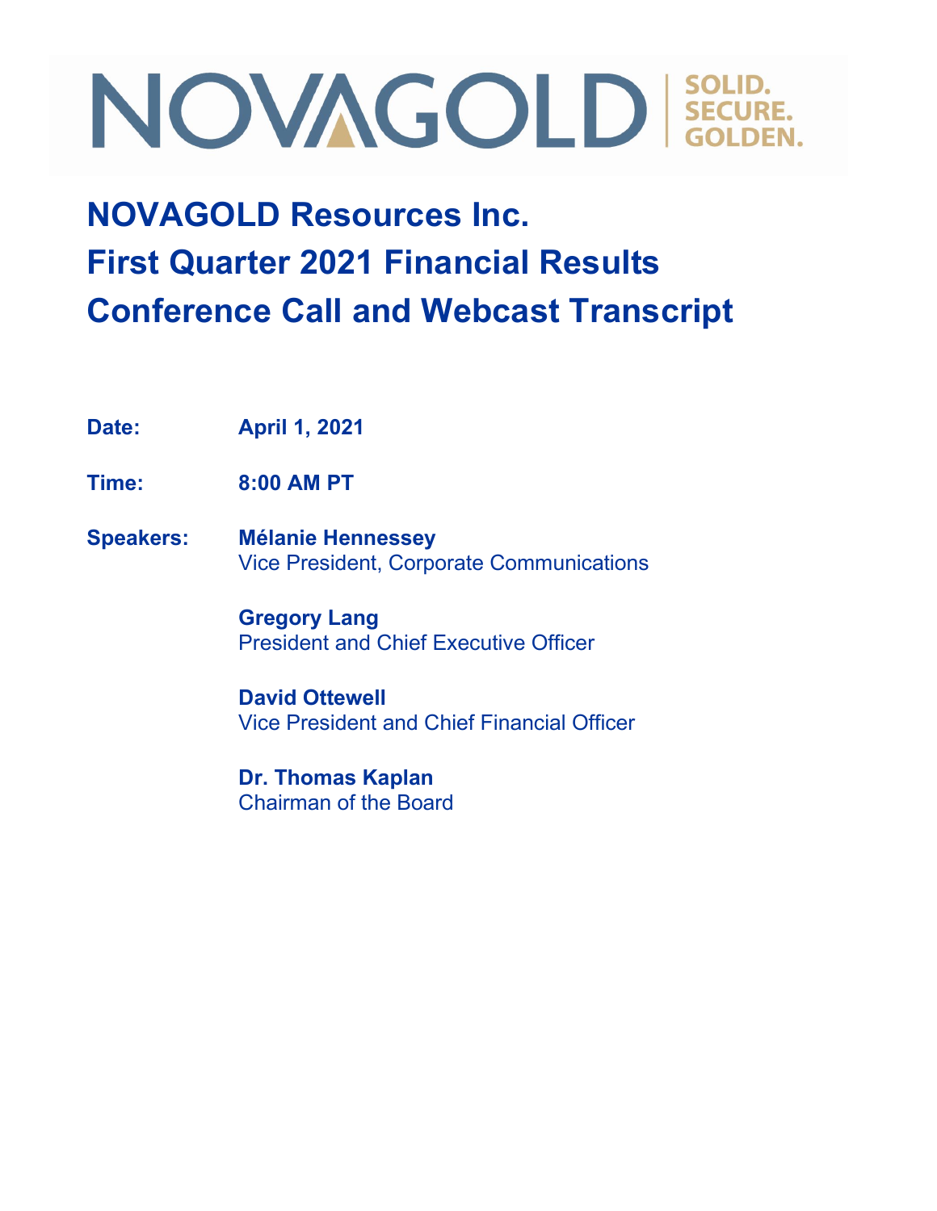NOVAGOLD | SOLID. SECURE. GOLDEN.

# NOVAGOLD Resources Inc.
# First Quarter 2021 Financial Results
# Conference Call and Webcast Transcript

**Date:** April 1, 2021

**Time:** 8:00 AM PT

**Speakers:**

**Mélanie Hennessey**
Vice President, Corporate Communications

**Gregory Lang**
President and Chief Executive Officer

**David Ottewell**
Vice President and Chief Financial Officer

**Dr. Thomas Kaplan**
Chairman of the Board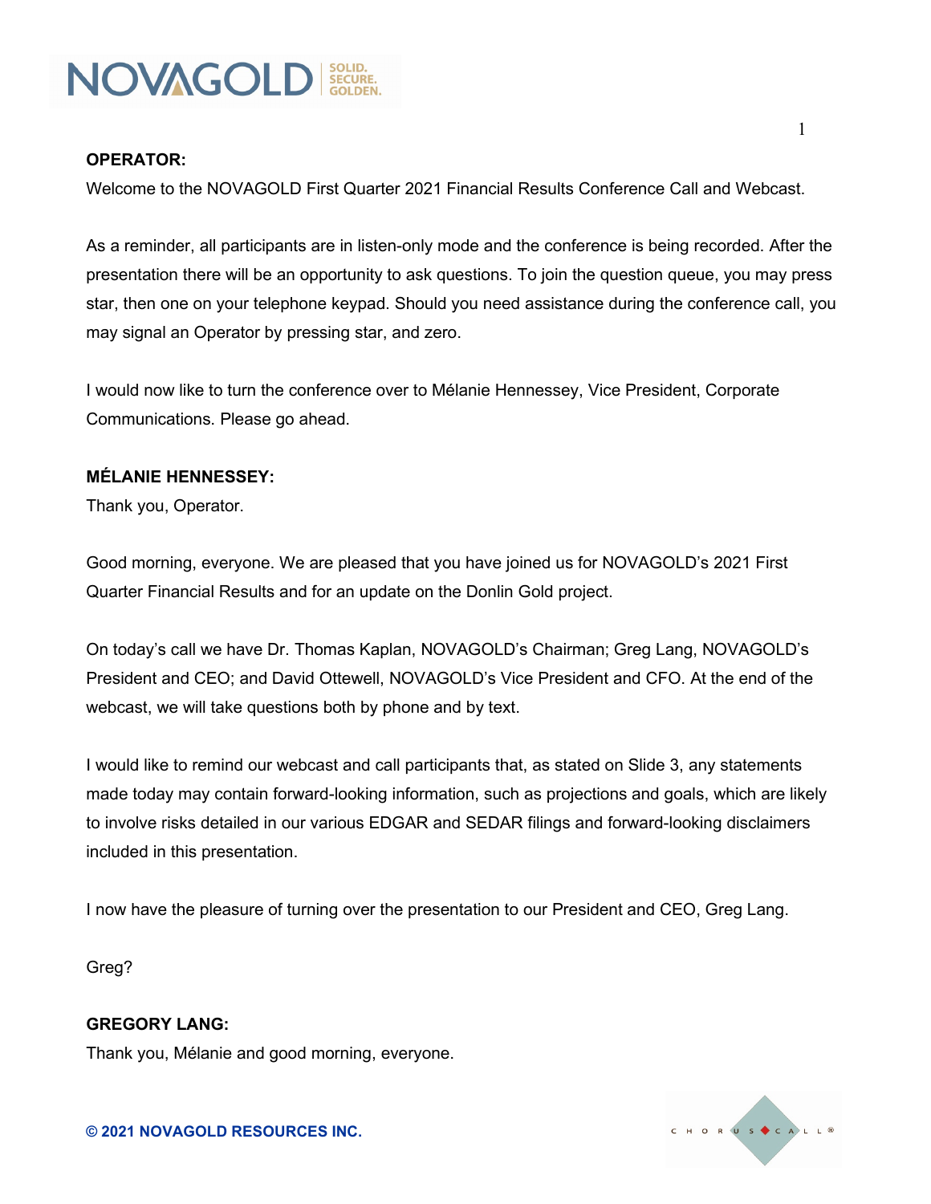**OPERATOR:**

Welcome to the NOVAGOLD First Quarter 2021 Financial Results Conference Call and Webcast.

As a reminder, all participants are in listen-only mode and the conference is being recorded. After the presentation there will be an opportunity to ask questions. To join the question queue, you may press star, then one on your telephone keypad. Should you need assistance during the conference call, you may signal an Operator by pressing star, and zero.

I would now like to turn the conference over to Mélanie Hennessey, Vice President, Corporate Communications. Please go ahead.

**MÉLANIE HENNESSEY:**

Thank you, Operator.

Good morning, everyone. We are pleased that you have joined us for NOVAGOLD's 2021 First Quarter Financial Results and for an update on the Donlin Gold project.

On today's call we have Dr. Thomas Kaplan, NOVAGOLD's Chairman; Greg Lang, NOVAGOLD's President and CEO; and David Ottewell, NOVAGOLD's Vice President and CFO. At the end of the webcast, we will take questions both by phone and by text.

I would like to remind our webcast and call participants that, as stated on Slide 3, any statements made today may contain forward-looking information, such as projections and goals, which are likely to involve risks detailed in our various EDGAR and SEDAR filings and forward-looking disclaimers included in this presentation.

I now have the pleasure of turning over the presentation to our President and CEO, Greg Lang.

Greg?

**GREGORY LANG:**

Thank you, Mélanie and good morning, everyone.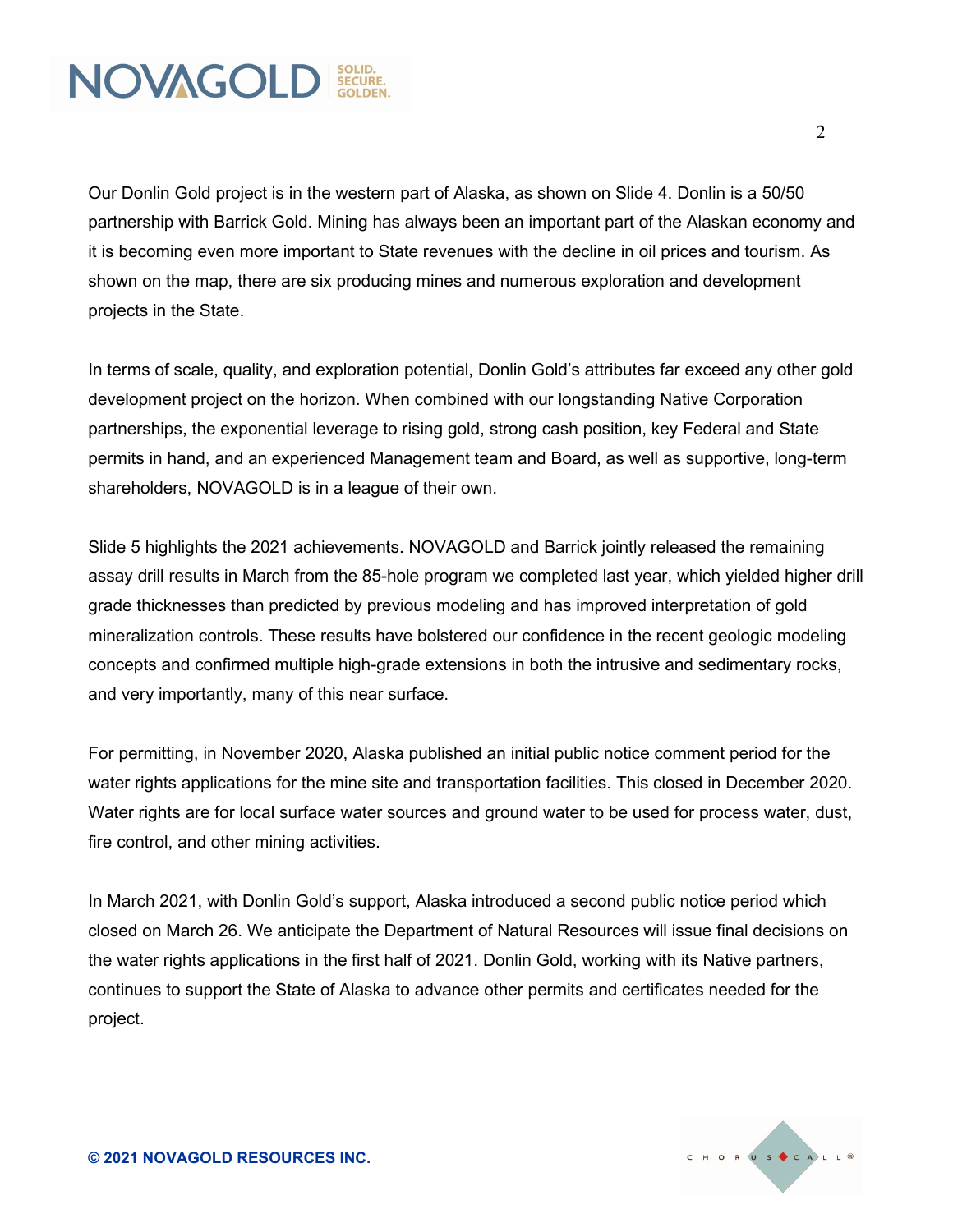Our Donlin Gold project is in the western part of Alaska, as shown on Slide 4. Donlin is a 50/50 partnership with Barrick Gold. Mining has always been an important part of the Alaskan economy and it is becoming even more important to State revenues with the decline in oil prices and tourism. As shown on the map, there are six producing mines and numerous exploration and development projects in the State.

In terms of scale, quality, and exploration potential, Donlin Gold's attributes far exceed any other gold development project on the horizon. When combined with our longstanding Native Corporation partnerships, the exponential leverage to rising gold, strong cash position, key Federal and State permits in hand, and an experienced Management team and Board, as well as supportive, long-term shareholders, NOVAGOLD is in a league of their own.

Slide 5 highlights the 2021 achievements. NOVAGOLD and Barrick jointly released the remaining assay drill results in March from the 85-hole program we completed last year, which yielded higher drill grade thicknesses than predicted by previous modeling and has improved interpretation of gold mineralization controls. These results have bolstered our confidence in the recent geologic modeling concepts and confirmed multiple high-grade extensions in both the intrusive and sedimentary rocks, and very importantly, many of this near surface.

For permitting, in November 2020, Alaska published an initial public notice comment period for the water rights applications for the mine site and transportation facilities. This closed in December 2020. Water rights are for local surface water sources and ground water to be used for process water, dust, fire control, and other mining activities.

In March 2021, with Donlin Gold's support, Alaska introduced a second public notice period which closed on March 26. We anticipate the Department of Natural Resources will issue final decisions on the water rights applications in the first half of 2021. Donlin Gold, working with its Native partners, continues to support the State of Alaska to advance other permits and certificates needed for the project.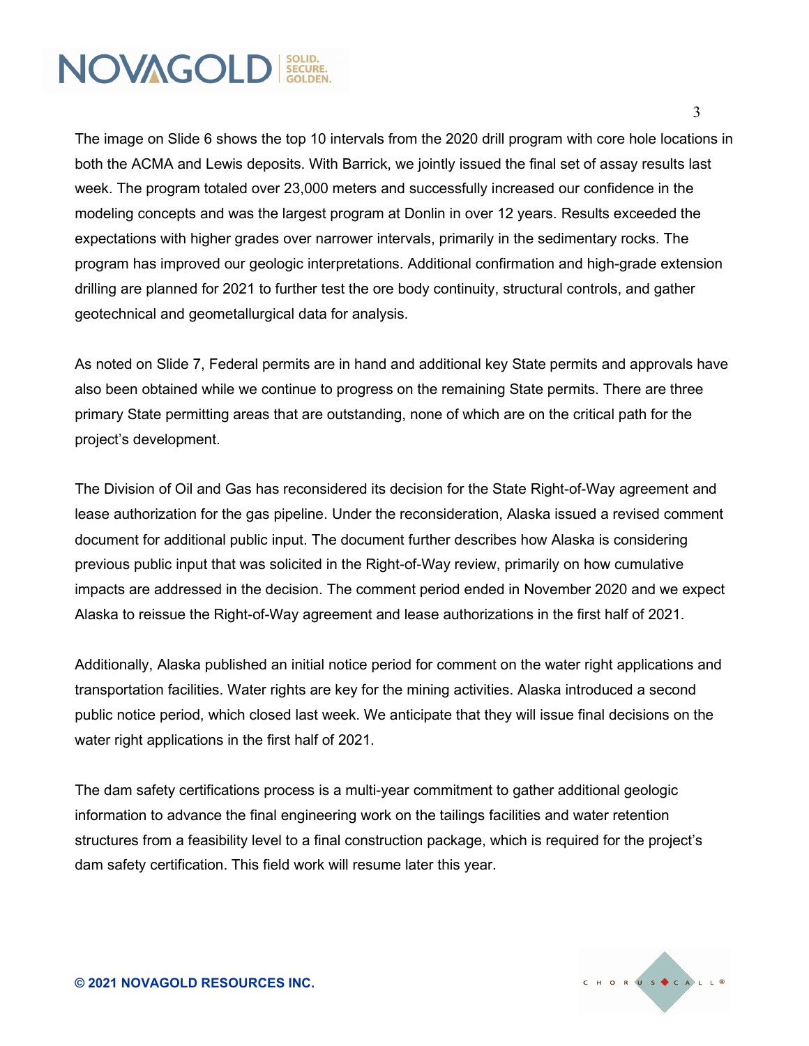The image on Slide 6 shows the top 10 intervals from the 2020 drill program with core hole locations in both the ACMA and Lewis deposits. With Barrick, we jointly issued the final set of assay results last week. The program totaled over 23,000 meters and successfully increased our confidence in the modeling concepts and was the largest program at Donlin in over 12 years. Results exceeded the expectations with higher grades over narrower intervals, primarily in the sedimentary rocks. The program has improved our geologic interpretations. Additional confirmation and high-grade extension drilling are planned for 2021 to further test the ore body continuity, structural controls, and gather geotechnical and geometallurgical data for analysis.

As noted on Slide 7, Federal permits are in hand and additional key State permits and approvals have also been obtained while we continue to progress on the remaining State permits. There are three primary State permitting areas that are outstanding, none of which are on the critical path for the project's development.

The Division of Oil and Gas has reconsidered its decision for the State Right-of-Way agreement and lease authorization for the gas pipeline. Under the reconsideration, Alaska issued a revised comment document for additional public input. The document further describes how Alaska is considering previous public input that was solicited in the Right-of-Way review, primarily on how cumulative impacts are addressed in the decision. The comment period ended in November 2020 and we expect Alaska to reissue the Right-of-Way agreement and lease authorizations in the first half of 2021.

Additionally, Alaska published an initial notice period for comment on the water right applications and transportation facilities. Water rights are key for the mining activities. Alaska introduced a second public notice period, which closed last week. We anticipate that they will issue final decisions on the water right applications in the first half of 2021.

The dam safety certifications process is a multi-year commitment to gather additional geologic information to advance the final engineering work on the tailings facilities and water retention structures from a feasibility level to a final construction package, which is required for the project's dam safety certification. This field work will resume later this year.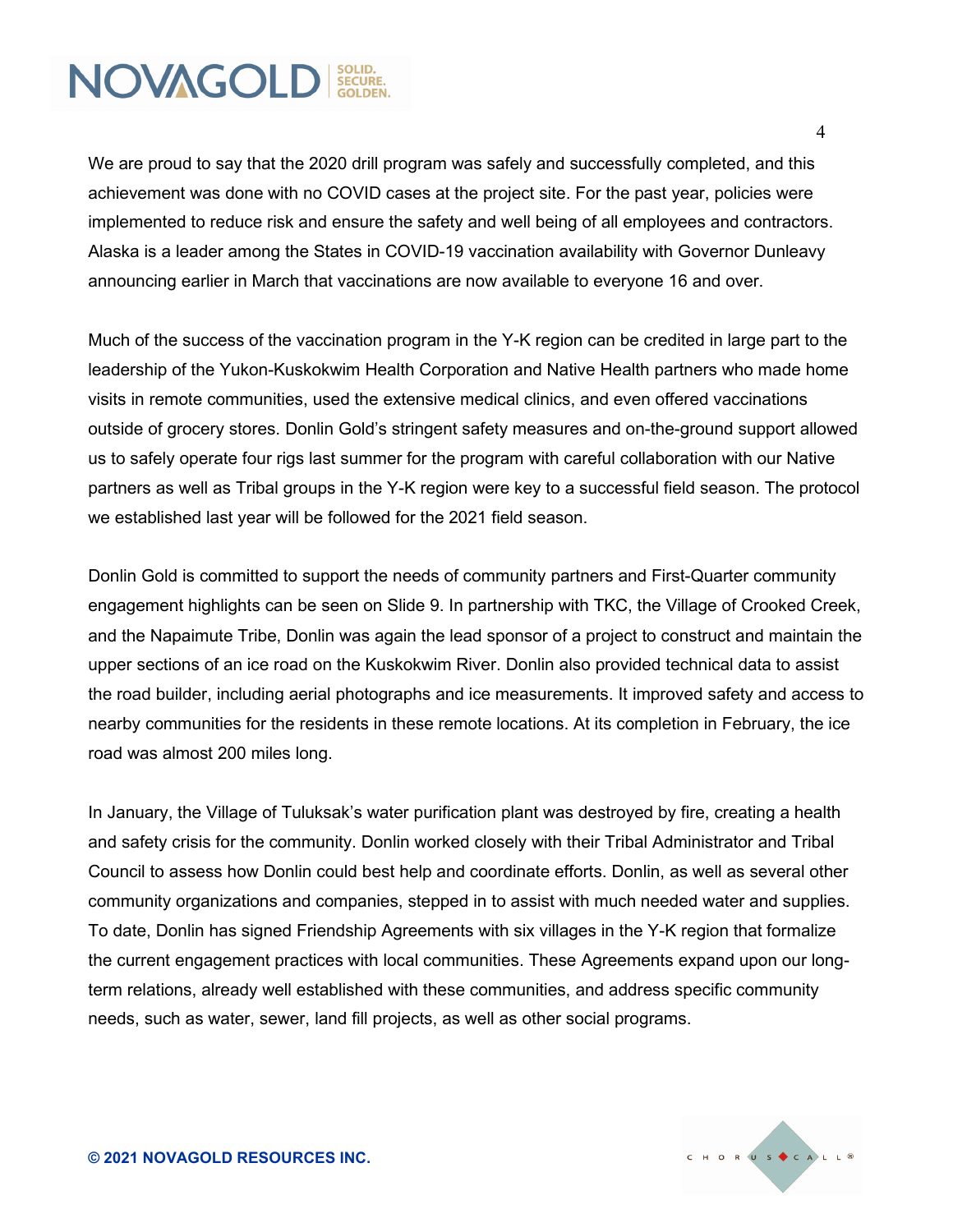We are proud to say that the 2020 drill program was safely and successfully completed, and this achievement was done with no COVID cases at the project site. For the past year, policies were implemented to reduce risk and ensure the safety and well being of all employees and contractors. Alaska is a leader among the States in COVID-19 vaccination availability with Governor Dunleavy announcing earlier in March that vaccinations are now available to everyone 16 and over.

Much of the success of the vaccination program in the Y-K region can be credited in large part to the leadership of the Yukon-Kuskokwim Health Corporation and Native Health partners who made home visits in remote communities, used the extensive medical clinics, and even offered vaccinations outside of grocery stores. Donlin Gold's stringent safety measures and on-the-ground support allowed us to safely operate four rigs last summer for the program with careful collaboration with our Native partners as well as Tribal groups in the Y-K region were key to a successful field season. The protocol we established last year will be followed for the 2021 field season.

Donlin Gold is committed to support the needs of community partners and First-Quarter community engagement highlights can be seen on Slide 9. In partnership with TKC, the Village of Crooked Creek, and the Napaimute Tribe, Donlin was again the lead sponsor of a project to construct and maintain the upper sections of an ice road on the Kuskokwim River. Donlin also provided technical data to assist the road builder, including aerial photographs and ice measurements. It improved safety and access to nearby communities for the residents in these remote locations. At its completion in February, the ice road was almost 200 miles long.

In January, the Village of Tuluksak's water purification plant was destroyed by fire, creating a health and safety crisis for the community. Donlin worked closely with their Tribal Administrator and Tribal Council to assess how Donlin could best help and coordinate efforts. Donlin, as well as several other community organizations and companies, stepped in to assist with much needed water and supplies. To date, Donlin has signed Friendship Agreements with six villages in the Y-K region that formalize the current engagement practices with local communities. These Agreements expand upon our long-term relations, already well established with these communities, and address specific community needs, such as water, sewer, land fill projects, as well as other social programs.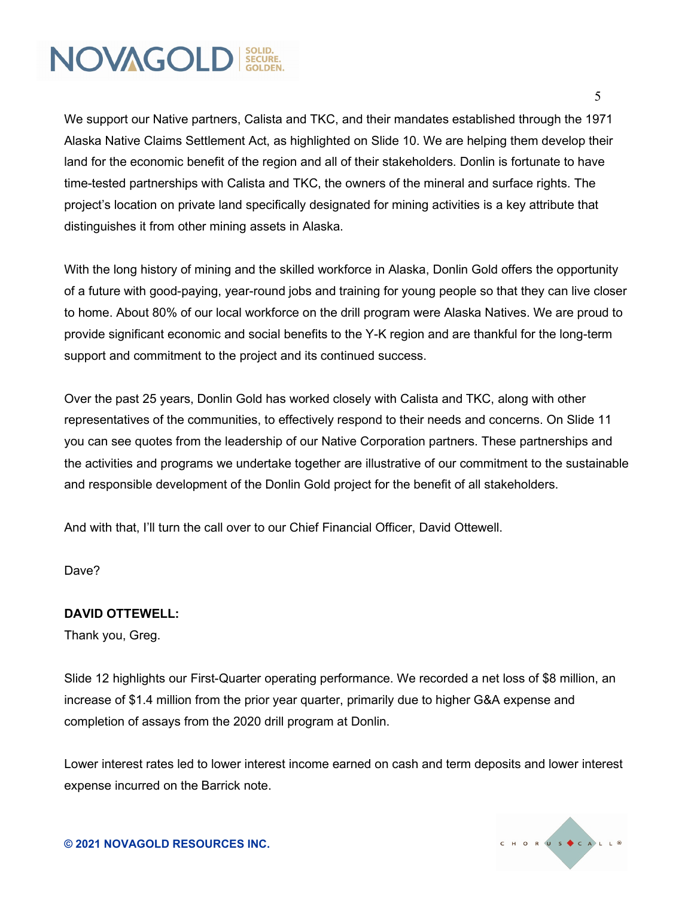We support our Native partners, Calista and TKC, and their mandates established through the 1971 Alaska Native Claims Settlement Act, as highlighted on Slide 10. We are helping them develop their land for the economic benefit of the region and all of their stakeholders. Donlin is fortunate to have time-tested partnerships with Calista and TKC, the owners of the mineral and surface rights. The project's location on private land specifically designated for mining activities is a key attribute that distinguishes it from other mining assets in Alaska.

With the long history of mining and the skilled workforce in Alaska, Donlin Gold offers the opportunity of a future with good-paying, year-round jobs and training for young people so that they can live closer to home. About 80% of our local workforce on the drill program were Alaska Natives. We are proud to provide significant economic and social benefits to the Y-K region and are thankful for the long-term support and commitment to the project and its continued success.

Over the past 25 years, Donlin Gold has worked closely with Calista and TKC, along with other representatives of the communities, to effectively respond to their needs and concerns. On Slide 11 you can see quotes from the leadership of our Native Corporation partners. These partnerships and the activities and programs we undertake together are illustrative of our commitment to the sustainable and responsible development of the Donlin Gold project for the benefit of all stakeholders.

And with that, I'll turn the call over to our Chief Financial Officer, David Ottewell.

Dave?

**DAVID OTTEWELL:**

Thank you, Greg.

Slide 12 highlights our First-Quarter operating performance. We recorded a net loss of $8 million, an increase of $1.4 million from the prior year quarter, primarily due to higher G&A expense and completion of assays from the 2020 drill program at Donlin.

Lower interest rates led to lower interest income earned on cash and term deposits and lower interest expense incurred on the Barrick note.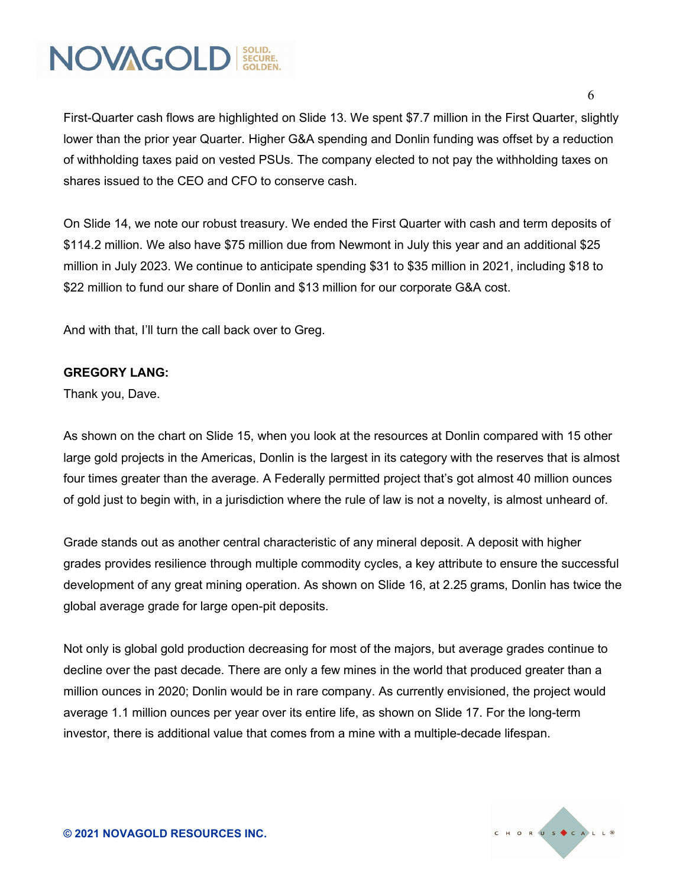First-Quarter cash flows are highlighted on Slide 13. We spent $7.7 million in the First Quarter, slightly lower than the prior year Quarter. Higher G&A spending and Donlin funding was offset by a reduction of withholding taxes paid on vested PSUs. The company elected to not pay the withholding taxes on shares issued to the CEO and CFO to conserve cash.

On Slide 14, we note our robust treasury. We ended the First Quarter with cash and term deposits of $114.2 million. We also have $75 million due from Newmont in July this year and an additional $25 million in July 2023. We continue to anticipate spending $31 to $35 million in 2021, including $18 to $22 million to fund our share of Donlin and $13 million for our corporate G&A cost.

And with that, I'll turn the call back over to Greg.

**GREGORY LANG:**

Thank you, Dave.

As shown on the chart on Slide 15, when you look at the resources at Donlin compared with 15 other large gold projects in the Americas, Donlin is the largest in its category with the reserves that is almost four times greater than the average. A Federally permitted project that's got almost 40 million ounces of gold just to begin with, in a jurisdiction where the rule of law is not a novelty, is almost unheard of.

Grade stands out as another central characteristic of any mineral deposit. A deposit with higher grades provides resilience through multiple commodity cycles, a key attribute to ensure the successful development of any great mining operation. As shown on Slide 16, at 2.25 grams, Donlin has twice the global average grade for large open-pit deposits.

Not only is global gold production decreasing for most of the majors, but average grades continue to decline over the past decade. There are only a few mines in the world that produced greater than a million ounces in 2020; Donlin would be in rare company. As currently envisioned, the project would average 1.1 million ounces per year over its entire life, as shown on Slide 17. For the long-term investor, there is additional value that comes from a mine with a multiple-decade lifespan.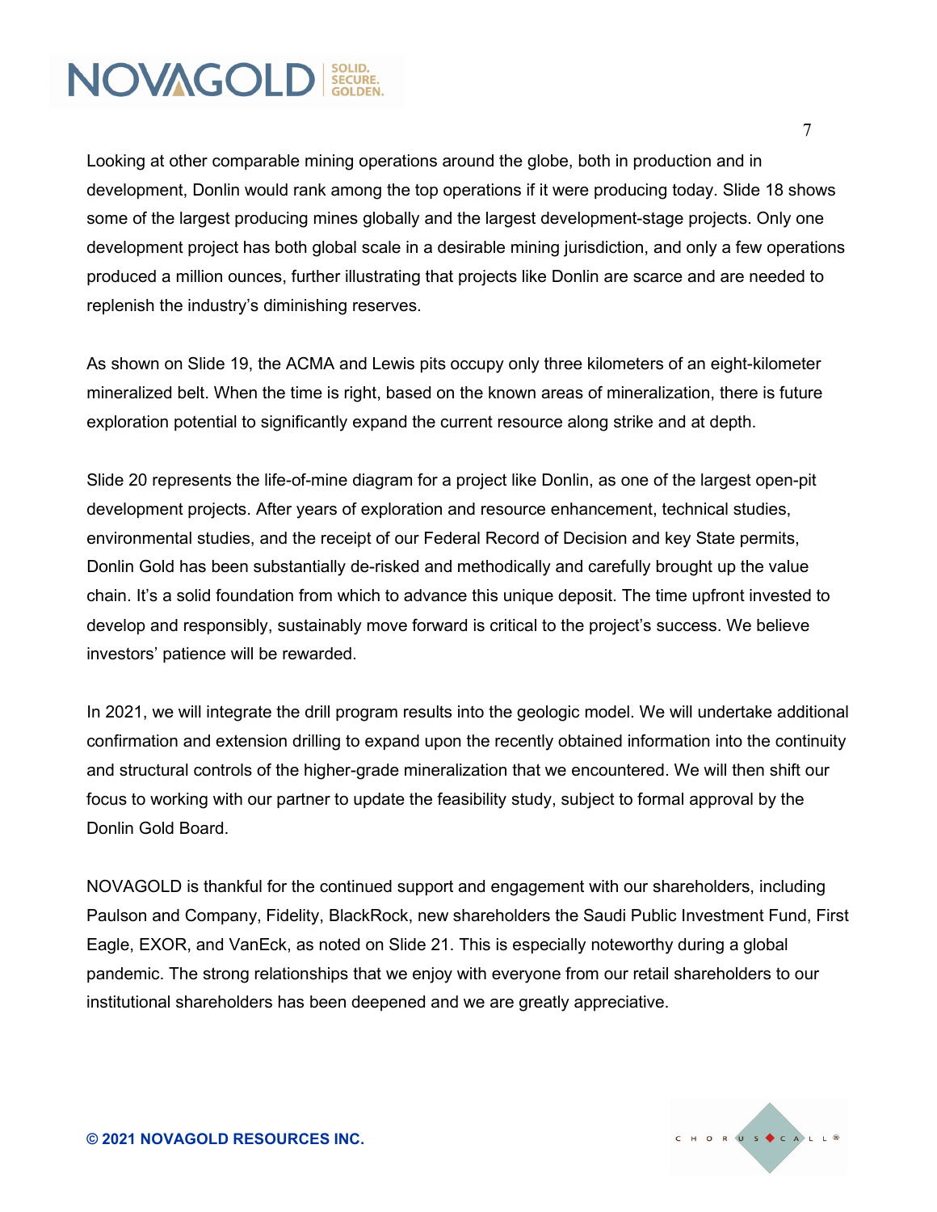Looking at other comparable mining operations around the globe, both in production and in development, Donlin would rank among the top operations if it were producing today. Slide 18 shows some of the largest producing mines globally and the largest development-stage projects. Only one development project has both global scale in a desirable mining jurisdiction, and only a few operations produced a million ounces, further illustrating that projects like Donlin are scarce and are needed to replenish the industry's diminishing reserves.

As shown on Slide 19, the ACMA and Lewis pits occupy only three kilometers of an eight-kilometer mineralized belt. When the time is right, based on the known areas of mineralization, there is future exploration potential to significantly expand the current resource along strike and at depth.

Slide 20 represents the life-of-mine diagram for a project like Donlin, as one of the largest open-pit development projects. After years of exploration and resource enhancement, technical studies, environmental studies, and the receipt of our Federal Record of Decision and key State permits, Donlin Gold has been substantially de-risked and methodically and carefully brought up the value chain. It's a solid foundation from which to advance this unique deposit. The time upfront invested to develop and responsibly, sustainably move forward is critical to the project's success. We believe investors' patience will be rewarded.

In 2021, we will integrate the drill program results into the geologic model. We will undertake additional confirmation and extension drilling to expand upon the recently obtained information into the continuity and structural controls of the higher-grade mineralization that we encountered. We will then shift our focus to working with our partner to update the feasibility study, subject to formal approval by the Donlin Gold Board.

NOVAGOLD is thankful for the continued support and engagement with our shareholders, including Paulson and Company, Fidelity, BlackRock, new shareholders the Saudi Public Investment Fund, First Eagle, EXOR, and VanEck, as noted on Slide 21. This is especially noteworthy during a global pandemic. The strong relationships that we enjoy with everyone from our retail shareholders to our institutional shareholders has been deepened and we are greatly appreciative.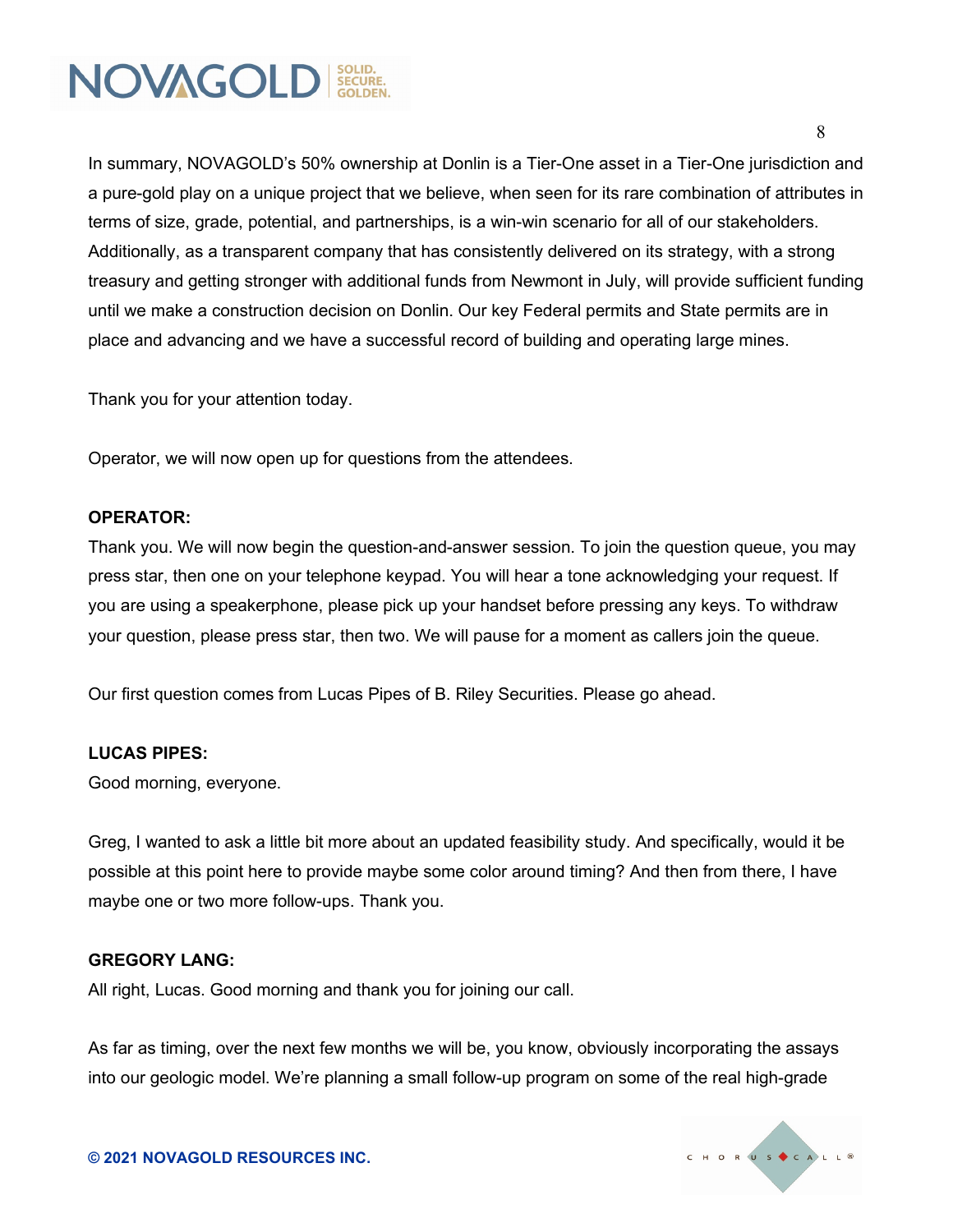In summary, NOVAGOLD's 50% ownership at Donlin is a Tier-One asset in a Tier-One jurisdiction and a pure-gold play on a unique project that we believe, when seen for its rare combination of attributes in terms of size, grade, potential, and partnerships, is a win-win scenario for all of our stakeholders. Additionally, as a transparent company that has consistently delivered on its strategy, with a strong treasury and getting stronger with additional funds from Newmont in July, will provide sufficient funding until we make a construction decision on Donlin. Our key Federal permits and State permits are in place and advancing and we have a successful record of building and operating large mines.

Thank you for your attention today.

Operator, we will now open up for questions from the attendees.

**OPERATOR:**

Thank you. We will now begin the question-and-answer session. To join the question queue, you may press star, then one on your telephone keypad. You will hear a tone acknowledging your request. If you are using a speakerphone, please pick up your handset before pressing any keys. To withdraw your question, please press star, then two. We will pause for a moment as callers join the queue.

Our first question comes from Lucas Pipes of B. Riley Securities. Please go ahead.

**LUCAS PIPES:**

Good morning, everyone.

Greg, I wanted to ask a little bit more about an updated feasibility study. And specifically, would it be possible at this point here to provide maybe some color around timing? And then from there, I have maybe one or two more follow-ups. Thank you.

**GREGORY LANG:**

All right, Lucas. Good morning and thank you for joining our call.

As far as timing, over the next few months we will be, you know, obviously incorporating the assays into our geologic model. We're planning a small follow-up program on some of the real high-grade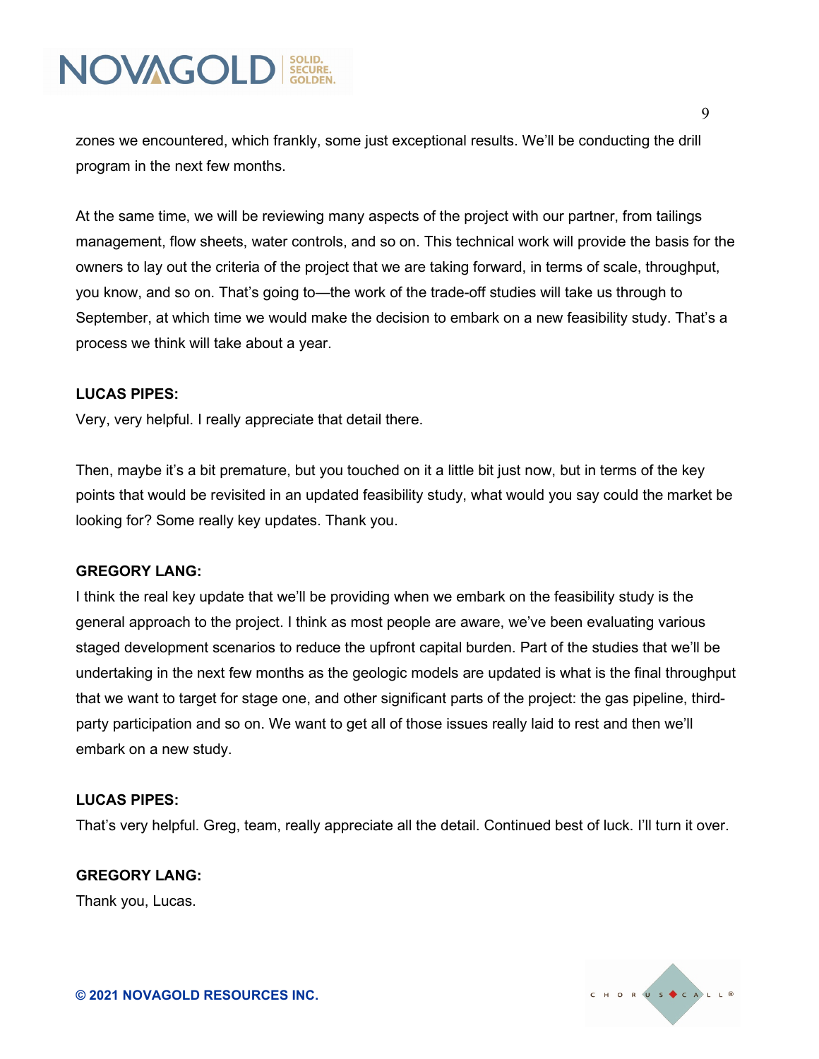zones we encountered, which frankly, some just exceptional results. We'll be conducting the drill program in the next few months.

At the same time, we will be reviewing many aspects of the project with our partner, from tailings management, flow sheets, water controls, and so on. This technical work will provide the basis for the owners to lay out the criteria of the project that we are taking forward, in terms of scale, throughput, you know, and so on. That's going to—the work of the trade-off studies will take us through to September, at which time we would make the decision to embark on a new feasibility study. That's a process we think will take about a year.

**LUCAS PIPES:**
Very, very helpful. I really appreciate that detail there.

Then, maybe it's a bit premature, but you touched on it a little bit just now, but in terms of the key points that would be revisited in an updated feasibility study, what would you say could the market be looking for? Some really key updates. Thank you.

**GREGORY LANG:**
I think the real key update that we'll be providing when we embark on the feasibility study is the general approach to the project. I think as most people are aware, we've been evaluating various staged development scenarios to reduce the upfront capital burden. Part of the studies that we'll be undertaking in the next few months as the geologic models are updated is what is the final throughput that we want to target for stage one, and other significant parts of the project: the gas pipeline, third-party participation and so on. We want to get all of those issues really laid to rest and then we'll embark on a new study.

**LUCAS PIPES:**
That's very helpful. Greg, team, really appreciate all the detail. Continued best of luck. I'll turn it over.

**GREGORY LANG:**
Thank you, Lucas.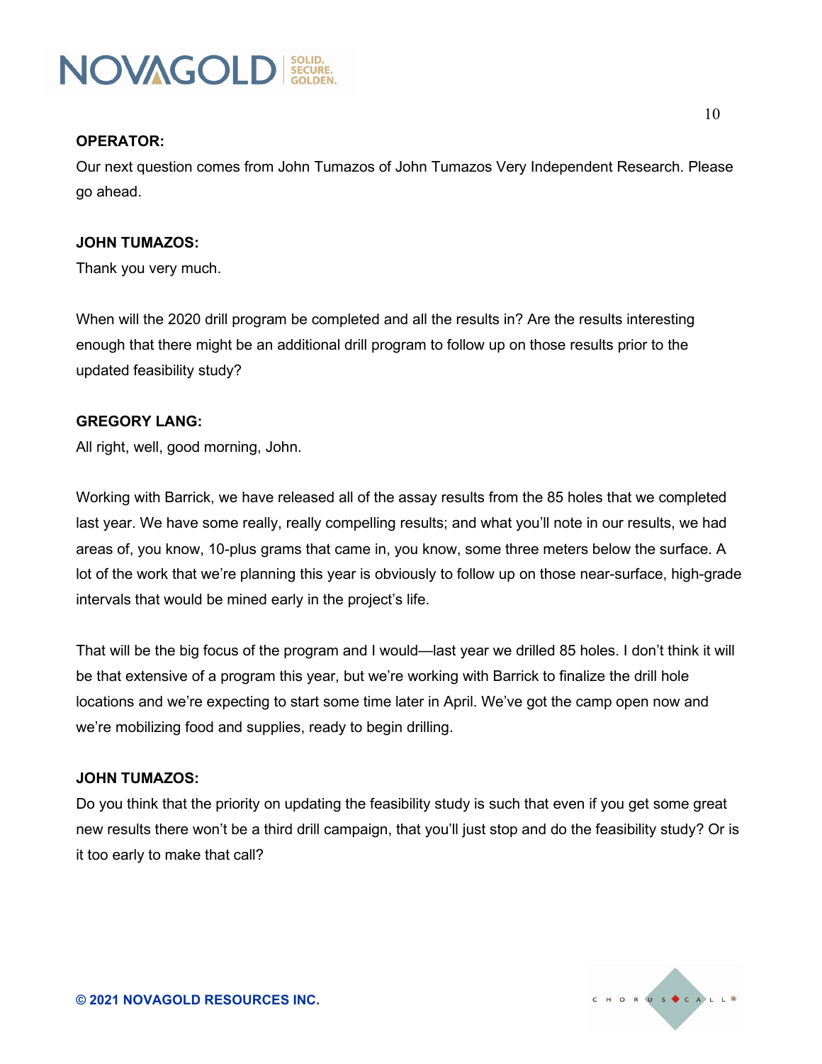**OPERATOR:**
Our next question comes from John Tumazos of John Tumazos Very Independent Research. Please go ahead.

**JOHN TUMAZOS:**
Thank you very much.

When will the 2020 drill program be completed and all the results in? Are the results interesting enough that there might be an additional drill program to follow up on those results prior to the updated feasibility study?

**GREGORY LANG:**
All right, well, good morning, John.

Working with Barrick, we have released all of the assay results from the 85 holes that we completed last year. We have some really, really compelling results; and what you'll note in our results, we had areas of, you know, 10-plus grams that came in, you know, some three meters below the surface. A lot of the work that we're planning this year is obviously to follow up on those near-surface, high-grade intervals that would be mined early in the project's life.

That will be the big focus of the program and I would—last year we drilled 85 holes. I don't think it will be that extensive of a program this year, but we're working with Barrick to finalize the drill hole locations and we're expecting to start some time later in April. We've got the camp open now and we're mobilizing food and supplies, ready to begin drilling.

**JOHN TUMAZOS:**
Do you think that the priority on updating the feasibility study is such that even if you get some great new results there won't be a third drill campaign, that you'll just stop and do the feasibility study? Or is it too early to make that call?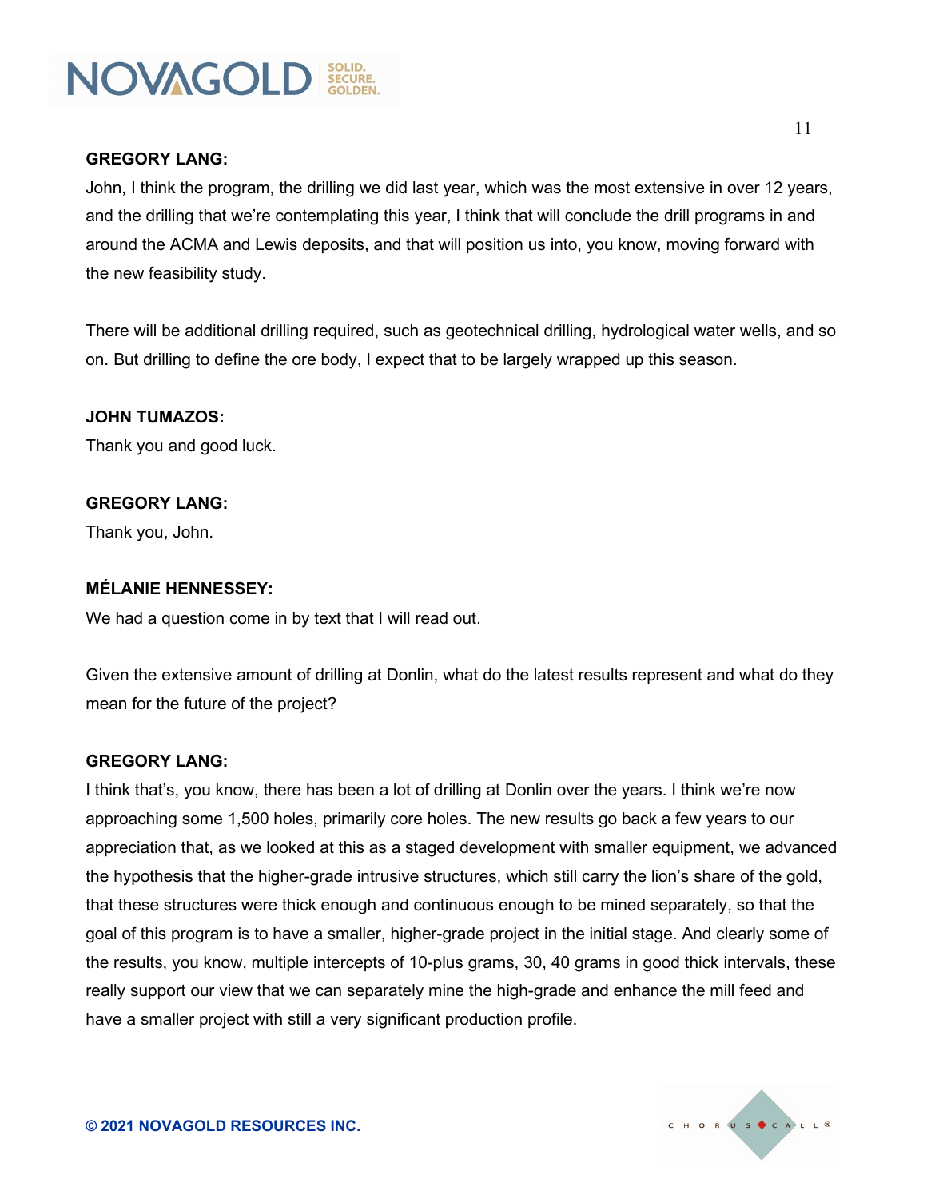**GREGORY LANG:**

John, I think the program, the drilling we did last year, which was the most extensive in over 12 years, and the drilling that we're contemplating this year, I think that will conclude the drill programs in and around the ACMA and Lewis deposits, and that will position us into, you know, moving forward with the new feasibility study.

There will be additional drilling required, such as geotechnical drilling, hydrological water wells, and so on. But drilling to define the ore body, I expect that to be largely wrapped up this season.

**JOHN TUMAZOS:**

Thank you and good luck.

**GREGORY LANG:**

Thank you, John.

**MÉLANIE HENNESSEY:**

We had a question come in by text that I will read out.

Given the extensive amount of drilling at Donlin, what do the latest results represent and what do they mean for the future of the project?

**GREGORY LANG:**

I think that's, you know, there has been a lot of drilling at Donlin over the years. I think we're now approaching some 1,500 holes, primarily core holes. The new results go back a few years to our appreciation that, as we looked at this as a staged development with smaller equipment, we advanced the hypothesis that the higher-grade intrusive structures, which still carry the lion's share of the gold, that these structures were thick enough and continuous enough to be mined separately, so that the goal of this program is to have a smaller, higher-grade project in the initial stage. And clearly some of the results, you know, multiple intercepts of 10-plus grams, 30, 40 grams in good thick intervals, these really support our view that we can separately mine the high-grade and enhance the mill feed and have a smaller project with still a very significant production profile.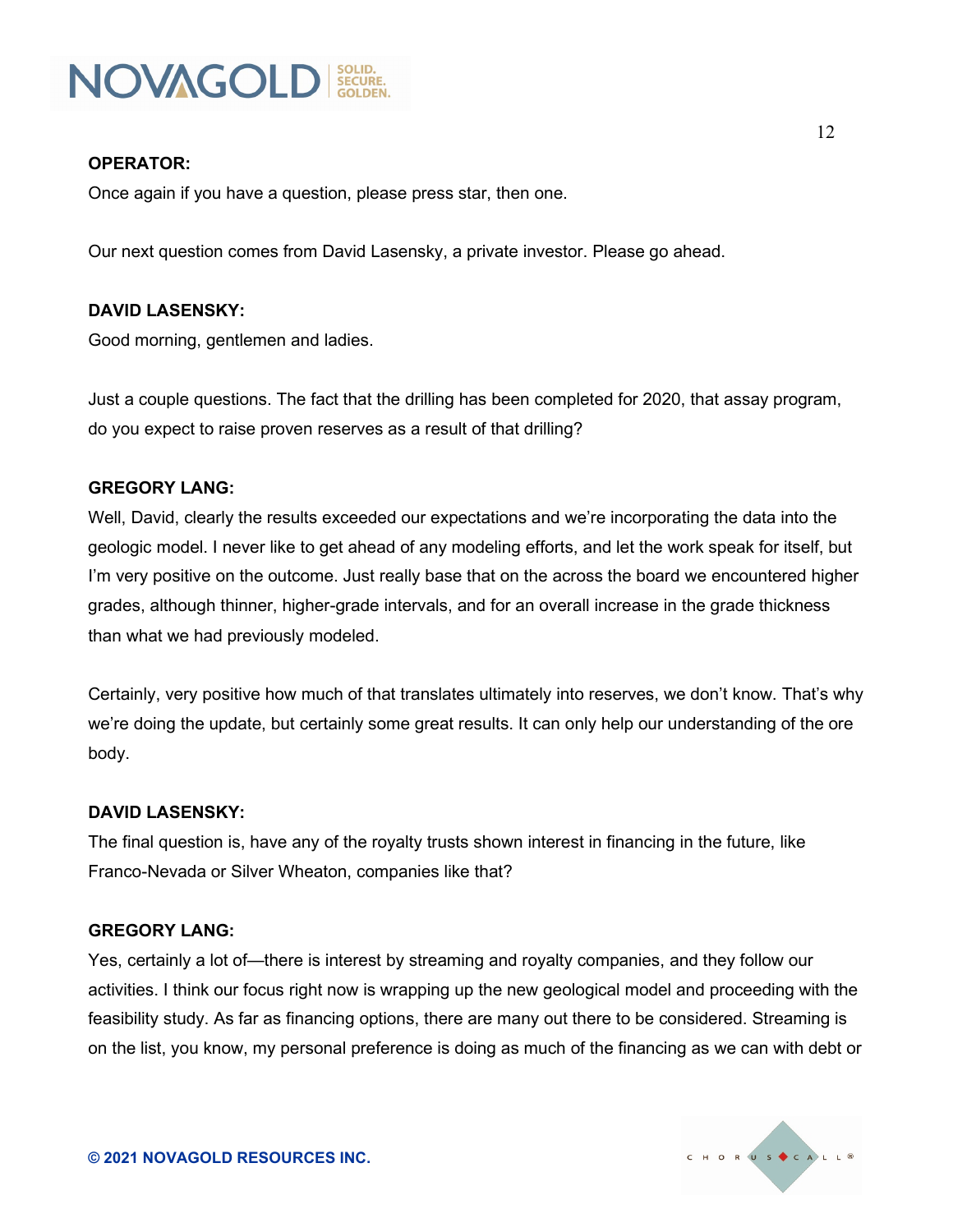**OPERATOR:**

Once again if you have a question, please press star, then one.

Our next question comes from David Lasensky, a private investor. Please go ahead.

**DAVID LASENSKY:**

Good morning, gentlemen and ladies.

Just a couple questions. The fact that the drilling has been completed for 2020, that assay program, do you expect to raise proven reserves as a result of that drilling?

**GREGORY LANG:**

Well, David, clearly the results exceeded our expectations and we're incorporating the data into the geologic model. I never like to get ahead of any modeling efforts, and let the work speak for itself, but I'm very positive on the outcome. Just really base that on the across the board we encountered higher grades, although thinner, higher-grade intervals, and for an overall increase in the grade thickness than what we had previously modeled.

Certainly, very positive how much of that translates ultimately into reserves, we don't know. That's why we're doing the update, but certainly some great results. It can only help our understanding of the ore body.

**DAVID LASENSKY:**

The final question is, have any of the royalty trusts shown interest in financing in the future, like Franco-Nevada or Silver Wheaton, companies like that?

**GREGORY LANG:**

Yes, certainly a lot of—there is interest by streaming and royalty companies, and they follow our activities. I think our focus right now is wrapping up the new geological model and proceeding with the feasibility study. As far as financing options, there are many out there to be considered. Streaming is on the list, you know, my personal preference is doing as much of the financing as we can with debt or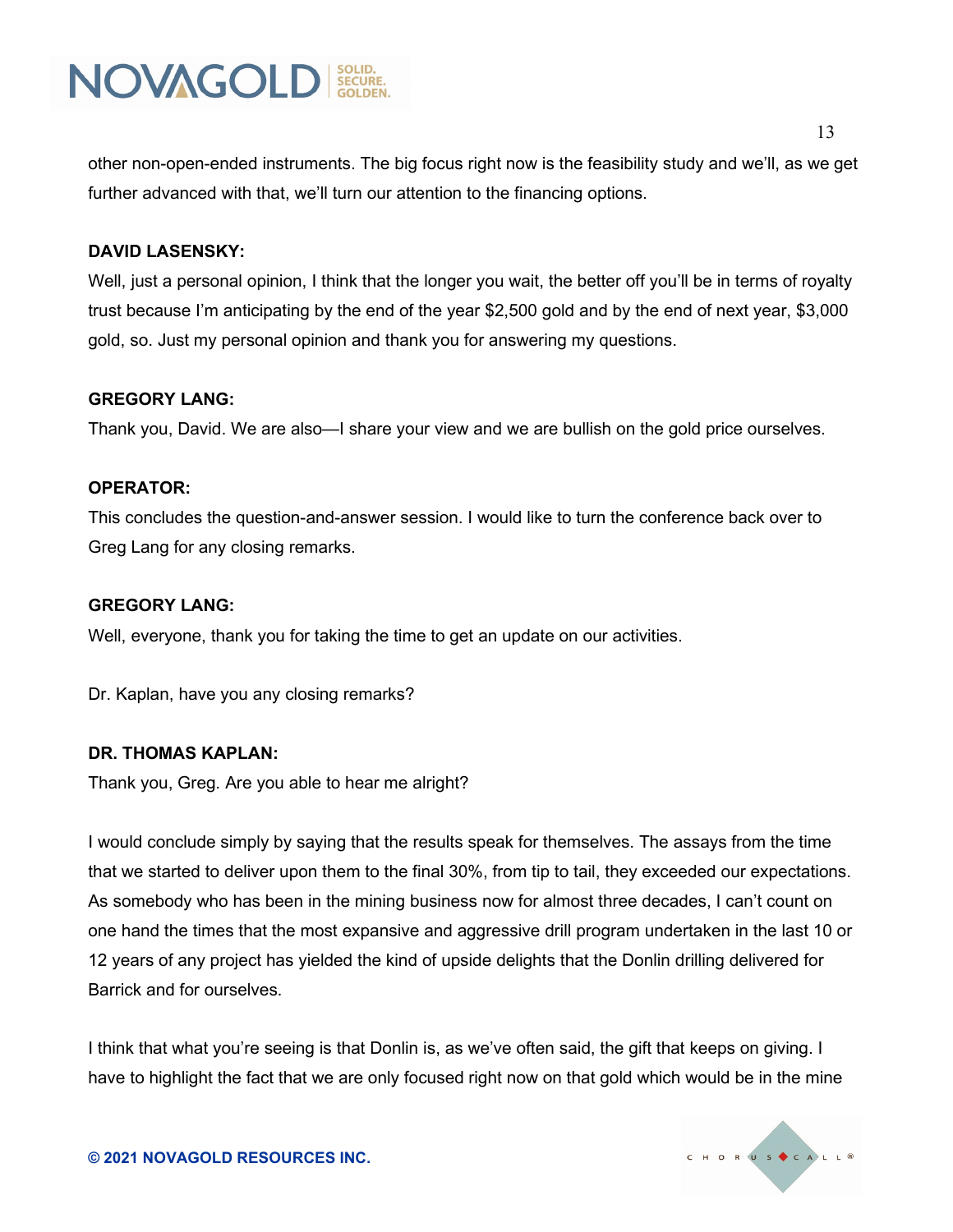other non-open-ended instruments. The big focus right now is the feasibility study and we'll, as we get further advanced with that, we'll turn our attention to the financing options.

**DAVID LASENSKY:**

Well, just a personal opinion, I think that the longer you wait, the better off you'll be in terms of royalty trust because I'm anticipating by the end of the year $2,500 gold and by the end of next year, $3,000 gold, so. Just my personal opinion and thank you for answering my questions.

**GREGORY LANG:**

Thank you, David. We are also—I share your view and we are bullish on the gold price ourselves.

**OPERATOR:**

This concludes the question-and-answer session. I would like to turn the conference back over to Greg Lang for any closing remarks.

**GREGORY LANG:**

Well, everyone, thank you for taking the time to get an update on our activities.

Dr. Kaplan, have you any closing remarks?

**DR. THOMAS KAPLAN:**

Thank you, Greg. Are you able to hear me alright?

I would conclude simply by saying that the results speak for themselves. The assays from the time that we started to deliver upon them to the final 30%, from tip to tail, they exceeded our expectations. As somebody who has been in the mining business now for almost three decades, I can't count on one hand the times that the most expansive and aggressive drill program undertaken in the last 10 or 12 years of any project has yielded the kind of upside delights that the Donlin drilling delivered for Barrick and for ourselves.

I think that what you're seeing is that Donlin is, as we've often said, the gift that keeps on giving. I have to highlight the fact that we are only focused right now on that gold which would be in the mine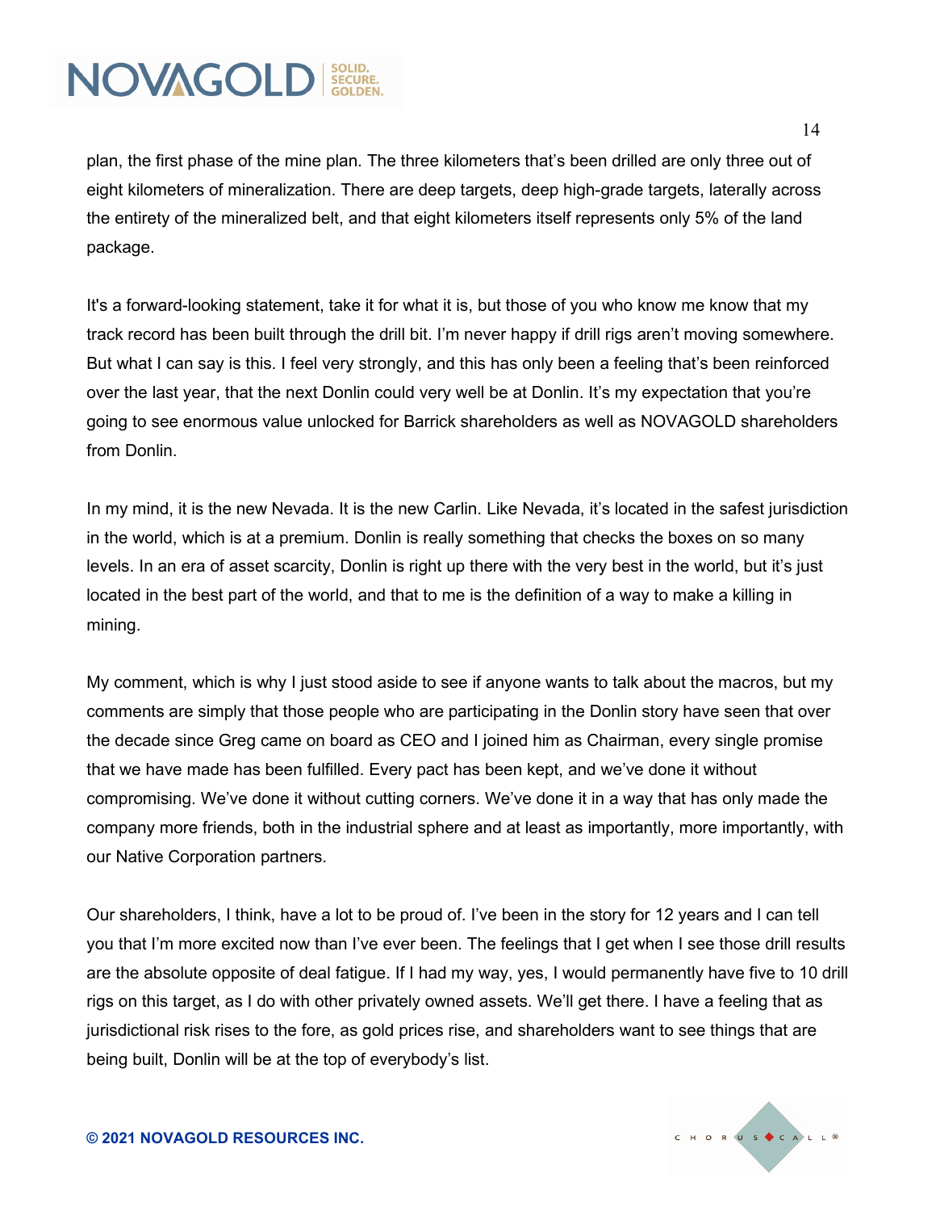plan, the first phase of the mine plan. The three kilometers that's been drilled are only three out of eight kilometers of mineralization. There are deep targets, deep high-grade targets, laterally across the entirety of the mineralized belt, and that eight kilometers itself represents only 5% of the land package.

It's a forward-looking statement, take it for what it is, but those of you who know me know that my track record has been built through the drill bit. I'm never happy if drill rigs aren't moving somewhere. But what I can say is this. I feel very strongly, and this has only been a feeling that's been reinforced over the last year, that the next Donlin could very well be at Donlin. It's my expectation that you're going to see enormous value unlocked for Barrick shareholders as well as NOVAGOLD shareholders from Donlin.

In my mind, it is the new Nevada. It is the new Carlin. Like Nevada, it's located in the safest jurisdiction in the world, which is at a premium. Donlin is really something that checks the boxes on so many levels. In an era of asset scarcity, Donlin is right up there with the very best in the world, but it's just located in the best part of the world, and that to me is the definition of a way to make a killing in mining.

My comment, which is why I just stood aside to see if anyone wants to talk about the macros, but my comments are simply that those people who are participating in the Donlin story have seen that over the decade since Greg came on board as CEO and I joined him as Chairman, every single promise that we have made has been fulfilled. Every pact has been kept, and we've done it without compromising. We've done it without cutting corners. We've done it in a way that has only made the company more friends, both in the industrial sphere and at least as importantly, more importantly, with our Native Corporation partners.

Our shareholders, I think, have a lot to be proud of. I've been in the story for 12 years and I can tell you that I'm more excited now than I've ever been. The feelings that I get when I see those drill results are the absolute opposite of deal fatigue. If I had my way, yes, I would permanently have five to 10 drill rigs on this target, as I do with other privately owned assets. We'll get there. I have a feeling that as jurisdictional risk rises to the fore, as gold prices rise, and shareholders want to see things that are being built, Donlin will be at the top of everybody's list.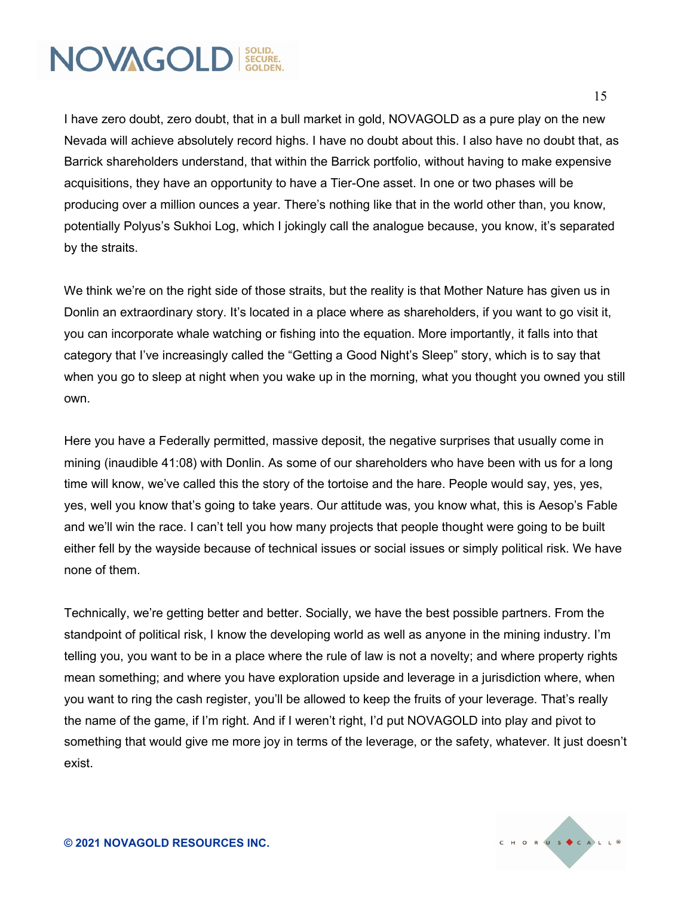I have zero doubt, zero doubt, that in a bull market in gold, NOVAGOLD as a pure play on the new Nevada will achieve absolutely record highs. I have no doubt about this. I also have no doubt that, as Barrick shareholders understand, that within the Barrick portfolio, without having to make expensive acquisitions, they have an opportunity to have a Tier-One asset. In one or two phases will be producing over a million ounces a year. There's nothing like that in the world other than, you know, potentially Polyus's Sukhoi Log, which I jokingly call the analogue because, you know, it's separated by the straits.

We think we're on the right side of those straits, but the reality is that Mother Nature has given us in Donlin an extraordinary story. It's located in a place where as shareholders, if you want to go visit it, you can incorporate whale watching or fishing into the equation. More importantly, it falls into that category that I've increasingly called the "Getting a Good Night's Sleep" story, which is to say that when you go to sleep at night when you wake up in the morning, what you thought you owned you still own.

Here you have a Federally permitted, massive deposit, the negative surprises that usually come in mining (inaudible 41:08) with Donlin. As some of our shareholders who have been with us for a long time will know, we've called this the story of the tortoise and the hare. People would say, yes, yes, yes, well you know that's going to take years. Our attitude was, you know what, this is Aesop's Fable and we'll win the race. I can't tell you how many projects that people thought were going to be built either fell by the wayside because of technical issues or social issues or simply political risk. We have none of them.

Technically, we're getting better and better. Socially, we have the best possible partners. From the standpoint of political risk, I know the developing world as well as anyone in the mining industry. I'm telling you, you want to be in a place where the rule of law is not a novelty; and where property rights mean something; and where you have exploration upside and leverage in a jurisdiction where, when you want to ring the cash register, you'll be allowed to keep the fruits of your leverage. That's really the name of the game, if I'm right. And if I weren't right, I'd put NOVAGOLD into play and pivot to something that would give me more joy in terms of the leverage, or the safety, whatever. It just doesn't exist.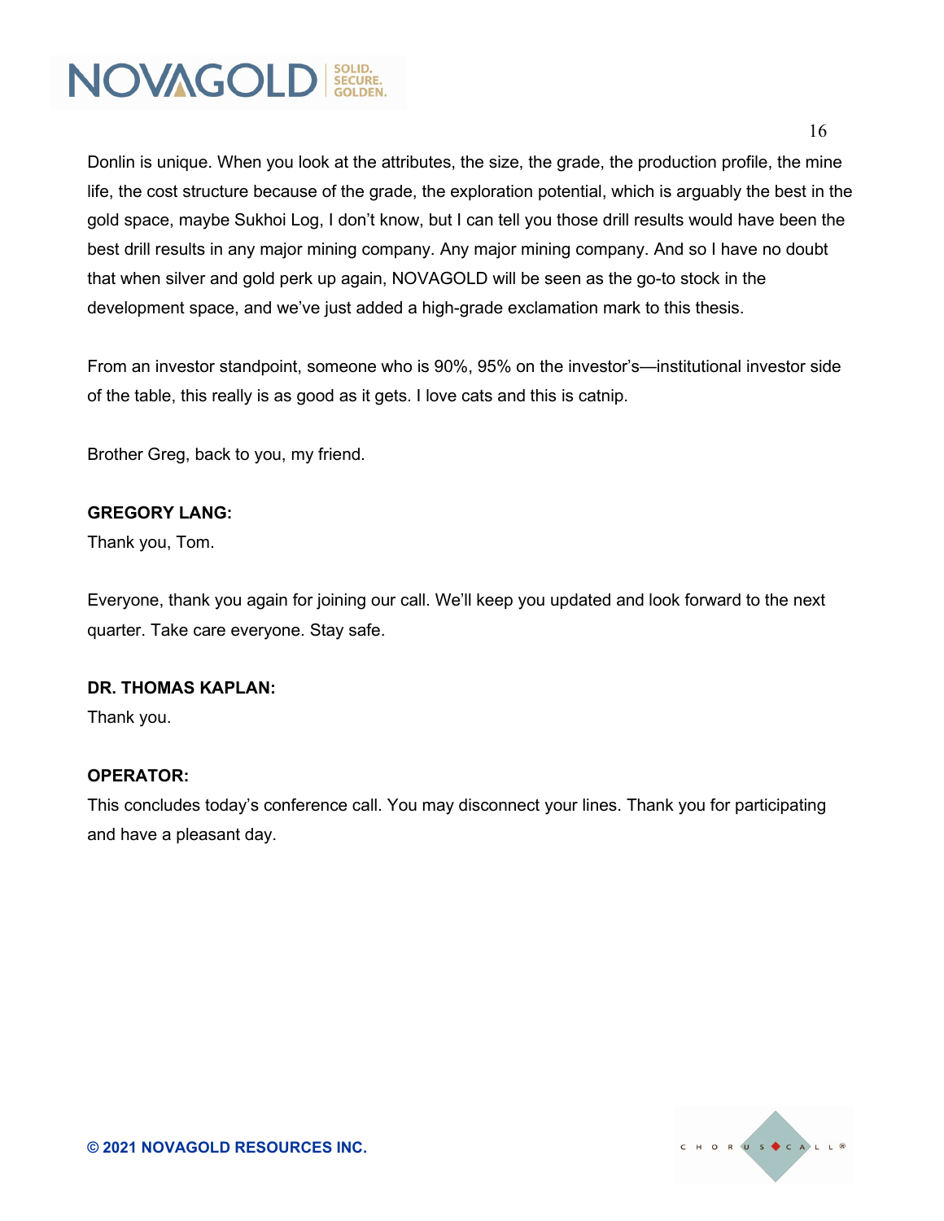Donlin is unique. When you look at the attributes, the size, the grade, the production profile, the mine life, the cost structure because of the grade, the exploration potential, which is arguably the best in the gold space, maybe Sukhoi Log, I don't know, but I can tell you those drill results would have been the best drill results in any major mining company. Any major mining company. And so I have no doubt that when silver and gold perk up again, NOVAGOLD will be seen as the go-to stock in the development space, and we've just added a high-grade exclamation mark to this thesis.

From an investor standpoint, someone who is 90%, 95% on the investor's—institutional investor side of the table, this really is as good as it gets. I love cats and this is catnip.

Brother Greg, back to you, my friend.

**GREGORY LANG:**
Thank you, Tom.

Everyone, thank you again for joining our call. We'll keep you updated and look forward to the next quarter. Take care everyone. Stay safe.

**DR. THOMAS KAPLAN:**
Thank you.

**OPERATOR:**
This concludes today's conference call. You may disconnect your lines. Thank you for participating and have a pleasant day.